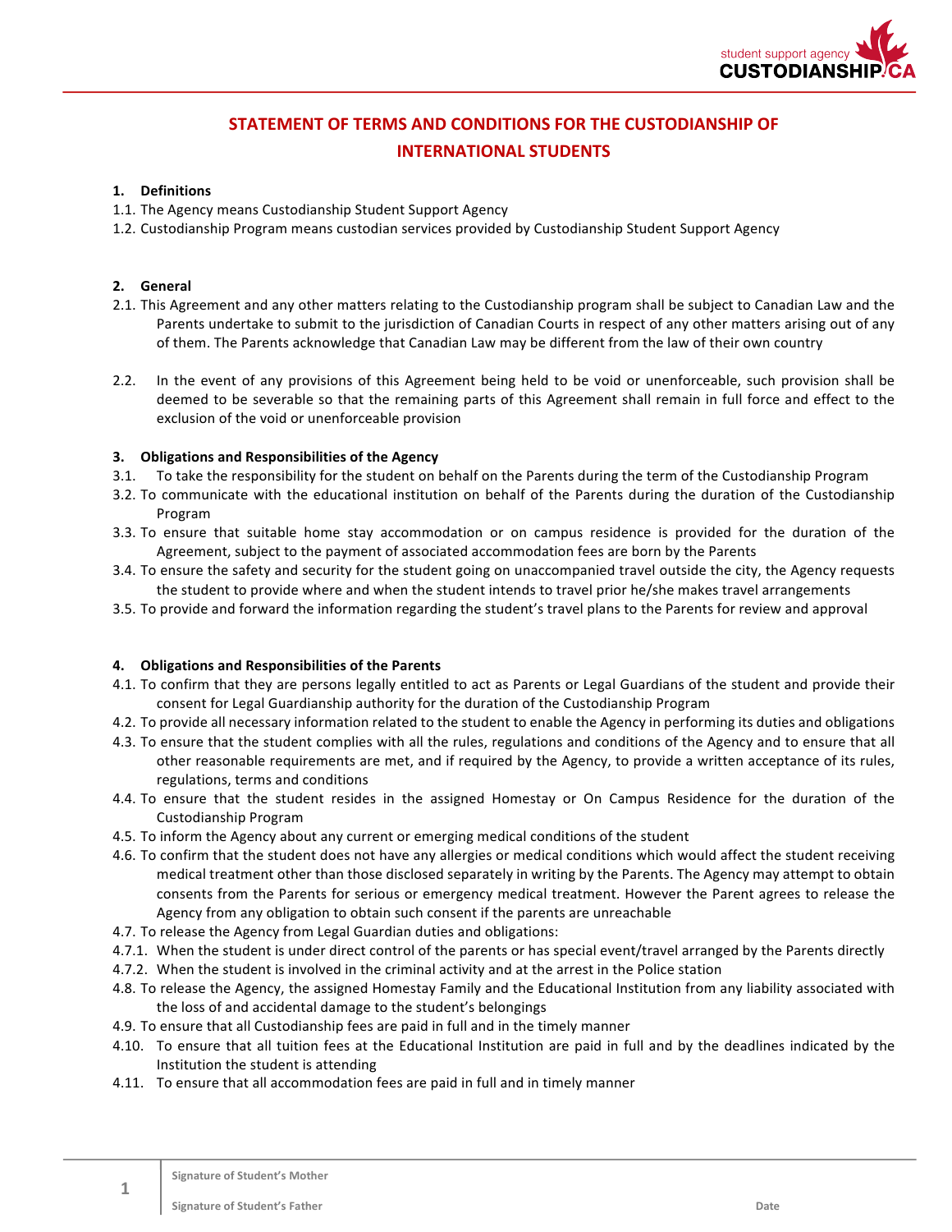# STATEMENT OF TERMS AND CONDITIONS FOR THE CUSTODIANSHIP OF INTERNATIONAL STUDENTS

**1. Definitions**

1.1. The Agency means Custodianship Student Support Agency

1.2. Custodianship Program means custodian services provided by Custodianship Student Support Agency

**2. General**

2.1. This Agreement and any other matters relating to the Custodianship program shall be subject to Canadian Law and the Parents undertake to submit to the jurisdiction of Canadian Courts in respect of any other matters arising out of any of them. The Parents acknowledge that Canadian Law may be different from the law of their own country

2.2. In the event of any provisions of this Agreement being held to be void or unenforceable, such provision shall be deemed to be severable so that the remaining parts of this Agreement shall remain in full force and effect to the exclusion of the void or unenforceable provision

**3. Obligations and Responsibilities of the Agency**

3.1. To take the responsibility for the student on behalf on the Parents during the term of the Custodianship Program

3.2. To communicate with the educational institution on behalf of the Parents during the duration of the Custodianship Program

3.3. To ensure that suitable home stay accommodation or on campus residence is provided for the duration of the Agreement, subject to the payment of associated accommodation fees are born by the Parents

3.4. To ensure the safety and security for the student going on unaccompanied travel outside the city, the Agency requests the student to provide where and when the student intends to travel prior he/she makes travel arrangements

3.5. To provide and forward the information regarding the student's travel plans to the Parents for review and approval

**4. Obligations and Responsibilities of the Parents**

4.1. To confirm that they are persons legally entitled to act as Parents or Legal Guardians of the student and provide their consent for Legal Guardianship authority for the duration of the Custodianship Program

4.2. To provide all necessary information related to the student to enable the Agency in performing its duties and obligations

4.3. To ensure that the student complies with all the rules, regulations and conditions of the Agency and to ensure that all other reasonable requirements are met, and if required by the Agency, to provide a written acceptance of its rules, regulations, terms and conditions

4.4. To ensure that the student resides in the assigned Homestay or On Campus Residence for the duration of the Custodianship Program

4.5. To inform the Agency about any current or emerging medical conditions of the student

4.6. To confirm that the student does not have any allergies or medical conditions which would affect the student receiving medical treatment other than those disclosed separately in writing by the Parents. The Agency may attempt to obtain consents from the Parents for serious or emergency medical treatment. However the Parent agrees to release the Agency from any obligation to obtain such consent if the parents are unreachable

4.7. To release the Agency from Legal Guardian duties and obligations:

4.7.1. When the student is under direct control of the parents or has special event/travel arranged by the Parents directly

4.7.2. When the student is involved in the criminal activity and at the arrest in the Police station

4.8. To release the Agency, the assigned Homestay Family and the Educational Institution from any liability associated with the loss of and accidental damage to the student's belongings

4.9. To ensure that all Custodianship fees are paid in full and in the timely manner

4.10. To ensure that all tuition fees at the Educational Institution are paid in full and by the deadlines indicated by the Institution the student is attending

4.11. To ensure that all accommodation fees are paid in full and in timely manner

Signature of Student's Mother

Signature of Student's Father — Date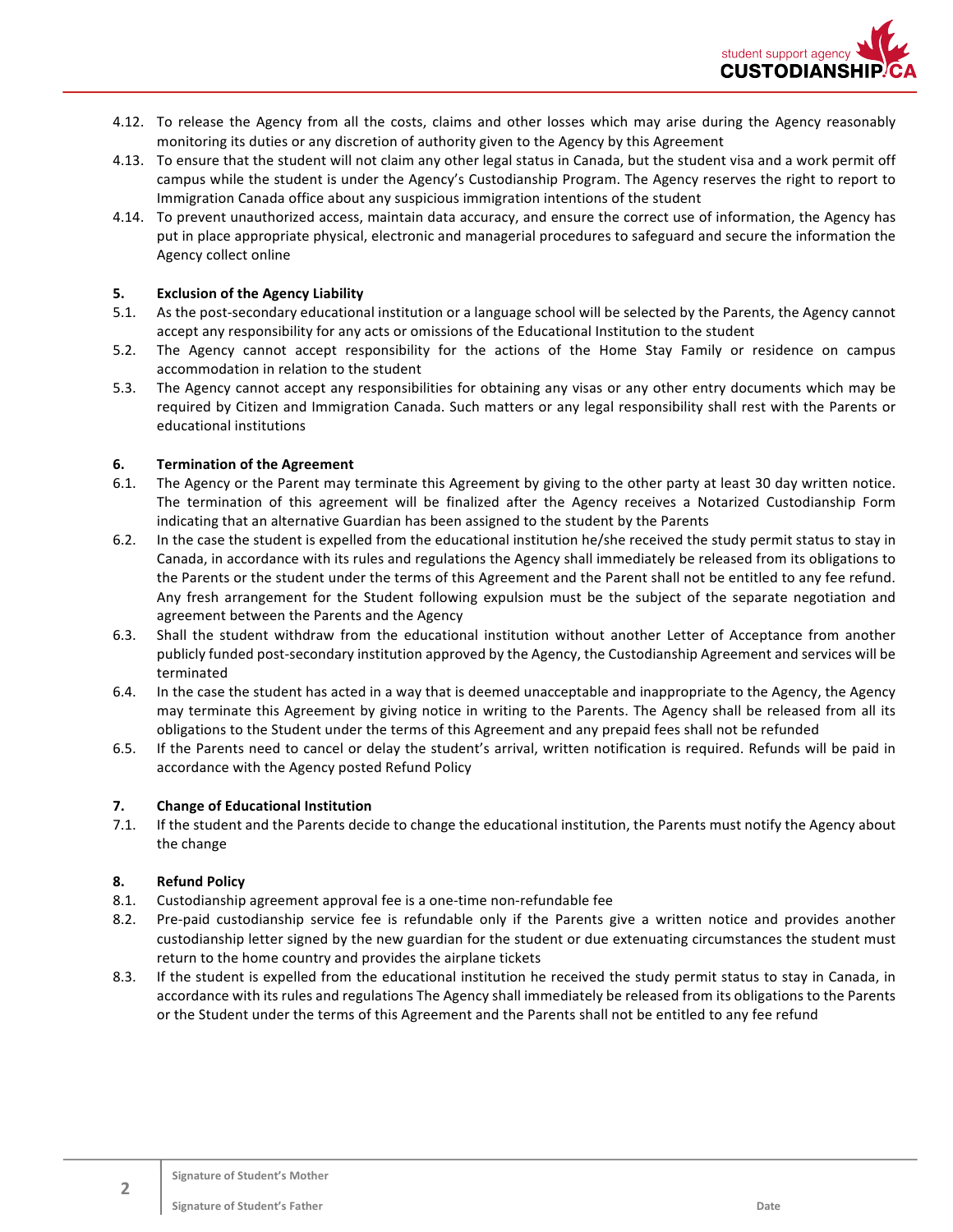4.12. To release the Agency from all the costs, claims and other losses which may arise during the Agency reasonably monitoring its duties or any discretion of authority given to the Agency by this Agreement

4.13. To ensure that the student will not claim any other legal status in Canada, but the student visa and a work permit off campus while the student is under the Agency's Custodianship Program. The Agency reserves the right to report to Immigration Canada office about any suspicious immigration intentions of the student

4.14. To prevent unauthorized access, maintain data accuracy, and ensure the correct use of information, the Agency has put in place appropriate physical, electronic and managerial procedures to safeguard and secure the information the Agency collect online

**5. Exclusion of the Agency Liability**

5.1. As the post-secondary educational institution or a language school will be selected by the Parents, the Agency cannot accept any responsibility for any acts or omissions of the Educational Institution to the student

5.2. The Agency cannot accept responsibility for the actions of the Home Stay Family or residence on campus accommodation in relation to the student

5.3. The Agency cannot accept any responsibilities for obtaining any visas or any other entry documents which may be required by Citizen and Immigration Canada. Such matters or any legal responsibility shall rest with the Parents or educational institutions

**6. Termination of the Agreement**

6.1. The Agency or the Parent may terminate this Agreement by giving to the other party at least 30 day written notice. The termination of this agreement will be finalized after the Agency receives a Notarized Custodianship Form indicating that an alternative Guardian has been assigned to the student by the Parents

6.2. In the case the student is expelled from the educational institution he/she received the study permit status to stay in Canada, in accordance with its rules and regulations the Agency shall immediately be released from its obligations to the Parents or the student under the terms of this Agreement and the Parent shall not be entitled to any fee refund. Any fresh arrangement for the Student following expulsion must be the subject of the separate negotiation and agreement between the Parents and the Agency

6.3. Shall the student withdraw from the educational institution without another Letter of Acceptance from another publicly funded post-secondary institution approved by the Agency, the Custodianship Agreement and services will be terminated

6.4. In the case the student has acted in a way that is deemed unacceptable and inappropriate to the Agency, the Agency may terminate this Agreement by giving notice in writing to the Parents. The Agency shall be released from all its obligations to the Student under the terms of this Agreement and any prepaid fees shall not be refunded

6.5. If the Parents need to cancel or delay the student's arrival, written notification is required. Refunds will be paid in accordance with the Agency posted Refund Policy

**7. Change of Educational Institution**

7.1. If the student and the Parents decide to change the educational institution, the Parents must notify the Agency about the change

**8. Refund Policy**

8.1. Custodianship agreement approval fee is a one-time non-refundable fee

8.2. Pre-paid custodianship service fee is refundable only if the Parents give a written notice and provides another custodianship letter signed by the new guardian for the student or due extenuating circumstances the student must return to the home country and provides the airplane tickets

8.3. If the student is expelled from the educational institution he received the study permit status to stay in Canada, in accordance with its rules and regulations The Agency shall immediately be released from its obligations to the Parents or the Student under the terms of this Agreement and the Parents shall not be entitled to any fee refund

**Signature of Student's Mother**

**Signature of Student's Father** **Date**